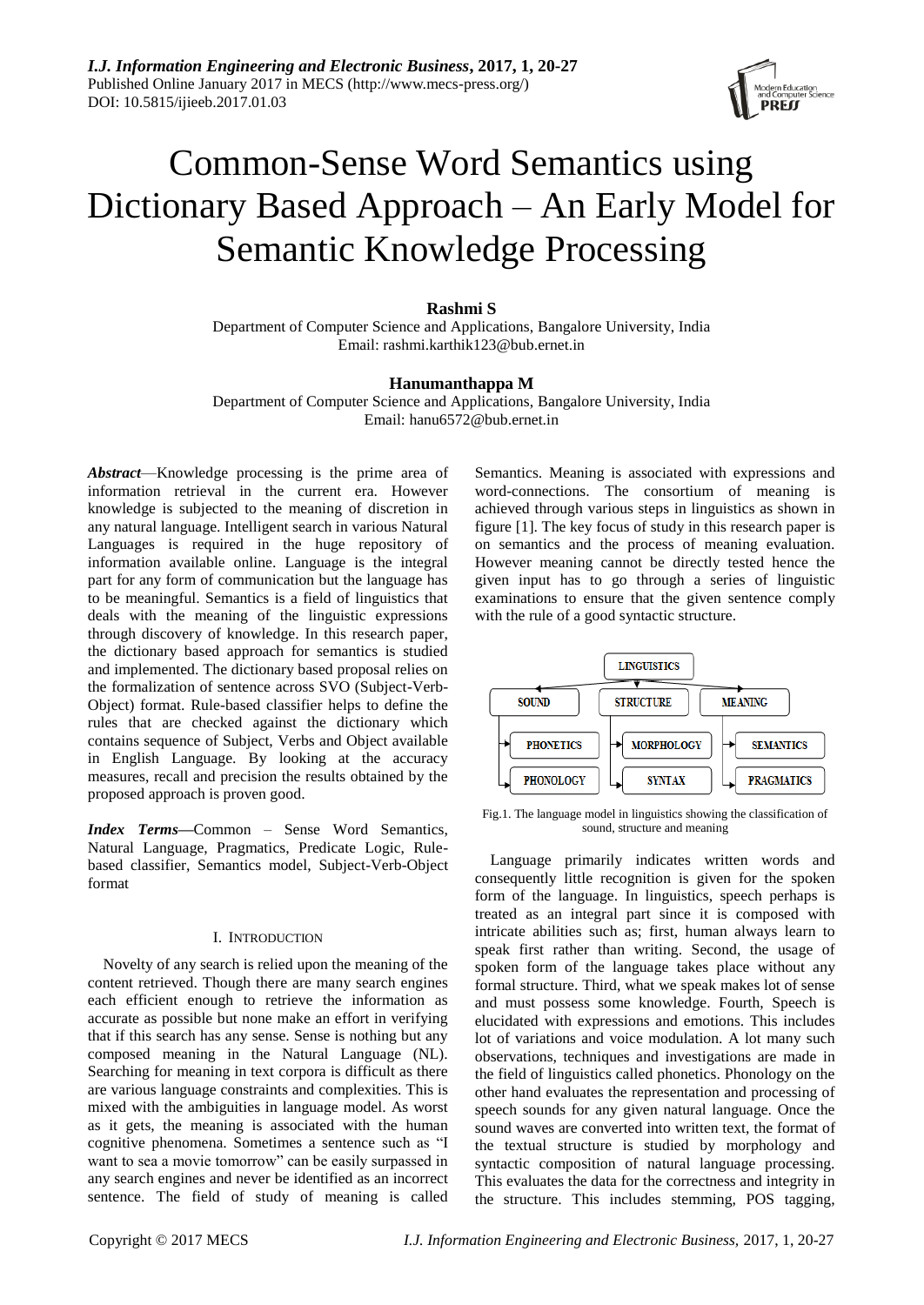# Common-Sense Word Semantics using Dictionary Based Approach – An Early Model for Semantic Knowledge Processing

**Rashmi S**

Department of Computer Science and Applications, Bangalore University, India
Email: rashmi.karthik123@bub.ernet.in

**Hanumanthappa M**

Department of Computer Science and Applications, Bangalore University, India
Email: hanu6572@bub.ernet.in

***Abstract***—Knowledge processing is the prime area of information retrieval in the current era. However knowledge is subjected to the meaning of discretion in any natural language. Intelligent search in various Natural Languages is required in the huge repository of information available online. Language is the integral part for any form of communication but the language has to be meaningful. Semantics is a field of linguistics that deals with the meaning of the linguistic expressions through discovery of knowledge. In this research paper, the dictionary based approach for semantics is studied and implemented. The dictionary based proposal relies on the formalization of sentence across SVO (Subject-Verb-Object) format. Rule-based classifier helps to define the rules that are checked against the dictionary which contains sequence of Subject, Verbs and Object available in English Language. By looking at the accuracy measures, recall and precision the results obtained by the proposed approach is proven good.

***Index Terms***—Common – Sense Word Semantics, Natural Language, Pragmatics, Predicate Logic, Rule-based classifier, Semantics model, Subject-Verb-Object format

## I. Introduction

Novelty of any search is relied upon the meaning of the content retrieved. Though there are many search engines each efficient enough to retrieve the information as accurate as possible but none make an effort in verifying that if this search has any sense. Sense is nothing but any composed meaning in the Natural Language (NL). Searching for meaning in text corpora is difficult as there are various language constraints and complexities. This is mixed with the ambiguities in language model. As worst as it gets, the meaning is associated with the human cognitive phenomena. Sometimes a sentence such as "I want to sea a movie tomorrow" can be easily surpassed in any search engines and never be identified as an incorrect sentence. The field of study of meaning is called Semantics. Meaning is associated with expressions and word-connections. The consortium of meaning is achieved through various steps in linguistics as shown in figure [1]. The key focus of study in this research paper is on semantics and the process of meaning evaluation. However meaning cannot be directly tested hence the given input has to go through a series of linguistic examinations to ensure that the given sentence comply with the rule of a good syntactic structure.

Fig.1. The language model in linguistics showing the classification of sound, structure and meaning

Language primarily indicates written words and consequently little recognition is given for the spoken form of the language. In linguistics, speech perhaps is treated as an integral part since it is composed with intricate abilities such as; first, human always learn to speak first rather than writing. Second, the usage of spoken form of the language takes place without any formal structure. Third, what we speak makes lot of sense and must possess some knowledge. Fourth, Speech is elucidated with expressions and emotions. This includes lot of variations and voice modulation. A lot many such observations, techniques and investigations are made in the field of linguistics called phonetics. Phonology on the other hand evaluates the representation and processing of speech sounds for any given natural language. Once the sound waves are converted into written text, the format of the textual structure is studied by morphology and syntactic composition of natural language processing. This evaluates the data for the correctness and integrity in the structure. This includes stemming, POS tagging,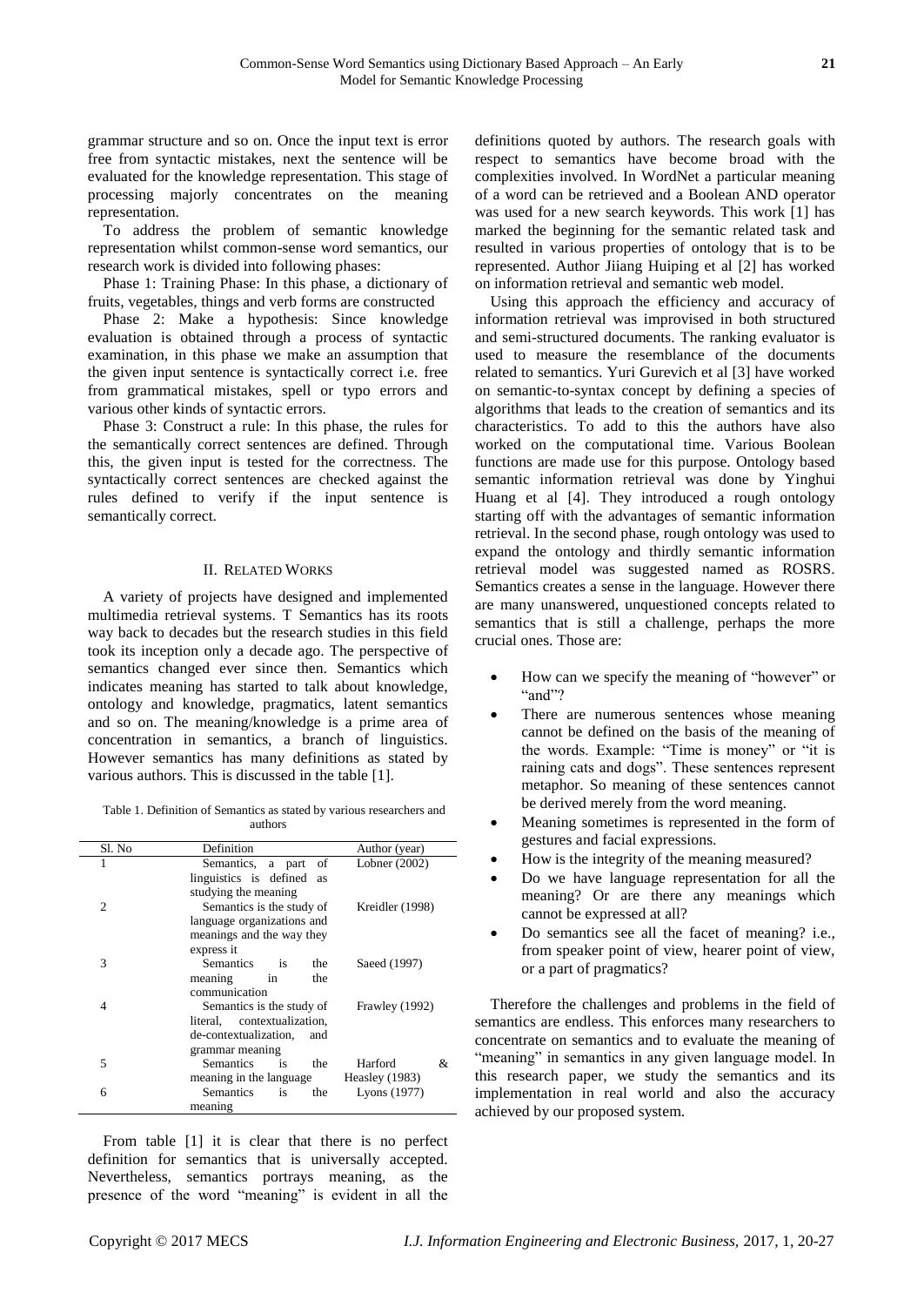grammar structure and so on. Once the input text is error free from syntactic mistakes, next the sentence will be evaluated for the knowledge representation. This stage of processing majorly concentrates on the meaning representation.

To address the problem of semantic knowledge representation whilst common-sense word semantics, our research work is divided into following phases:

Phase 1: Training Phase: In this phase, a dictionary of fruits, vegetables, things and verb forms are constructed

Phase 2: Make a hypothesis: Since knowledge evaluation is obtained through a process of syntactic examination, in this phase we make an assumption that the given input sentence is syntactically correct i.e. free from grammatical mistakes, spell or typo errors and various other kinds of syntactic errors.

Phase 3: Construct a rule: In this phase, the rules for the semantically correct sentences are defined. Through this, the given input is tested for the correctness. The syntactically correct sentences are checked against the rules defined to verify if the input sentence is semantically correct.

## II. Related Works

A variety of projects have designed and implemented multimedia retrieval systems. T Semantics has its roots way back to decades but the research studies in this field took its inception only a decade ago. The perspective of semantics changed ever since then. Semantics which indicates meaning has started to talk about knowledge, ontology and knowledge, pragmatics, latent semantics and so on. The meaning/knowledge is a prime area of concentration in semantics, a branch of linguistics. However semantics has many definitions as stated by various authors. This is discussed in the table [1].

Table 1. Definition of Semantics as stated by various researchers and authors

| Sl. No | Definition | Author (year) |
|---|---|---|
| 1 | Semantics, a part of linguistics is defined as studying the meaning | Lobner (2002) |
| 2 | Semantics is the study of language organizations and meanings and the way they express it | Kreidler (1998) |
| 3 | Semantics is the meaning in the communication | Saeed (1997) |
| 4 | Semantics is the study of literal, contextualization, de-contextualization, and grammar meaning | Frawley (1992) |
| 5 | Semantics is the meaning in the language | Harford & Heasley (1983) |
| 6 | Semantics is the meaning | Lyons (1977) |

From table [1] it is clear that there is no perfect definition for semantics that is universally accepted. Nevertheless, semantics portrays meaning, as the presence of the word "meaning" is evident in all the definitions quoted by authors. The research goals with respect to semantics have become broad with the complexities involved. In WordNet a particular meaning of a word can be retrieved and a Boolean AND operator was used for a new search keywords. This work [1] has marked the beginning for the semantic related task and resulted in various properties of ontology that is to be represented. Author Jiiang Huiping et al [2] has worked on information retrieval and semantic web model.

Using this approach the efficiency and accuracy of information retrieval was improvised in both structured and semi-structured documents. The ranking evaluator is used to measure the resemblance of the documents related to semantics. Yuri Gurevich et al [3] have worked on semantic-to-syntax concept by defining a species of algorithms that leads to the creation of semantics and its characteristics. To add to this the authors have also worked on the computational time. Various Boolean functions are made use for this purpose. Ontology based semantic information retrieval was done by Yinghui Huang et al [4]. They introduced a rough ontology starting off with the advantages of semantic information retrieval. In the second phase, rough ontology was used to expand the ontology and thirdly semantic information retrieval model was suggested named as ROSRS. Semantics creates a sense in the language. However there are many unanswered, unquestioned concepts related to semantics that is still a challenge, perhaps the more crucial ones. Those are:

- How can we specify the meaning of "however" or "and"?
- There are numerous sentences whose meaning cannot be defined on the basis of the meaning of the words. Example: "Time is money" or "it is raining cats and dogs". These sentences represent metaphor. So meaning of these sentences cannot be derived merely from the word meaning.
- Meaning sometimes is represented in the form of gestures and facial expressions.
- How is the integrity of the meaning measured?
- Do we have language representation for all the meaning? Or are there any meanings which cannot be expressed at all?
- Do semantics see all the facet of meaning? i.e., from speaker point of view, hearer point of view, or a part of pragmatics?

Therefore the challenges and problems in the field of semantics are endless. This enforces many researchers to concentrate on semantics and to evaluate the meaning of "meaning" in semantics in any given language model. In this research paper, we study the semantics and its implementation in real world and also the accuracy achieved by our proposed system.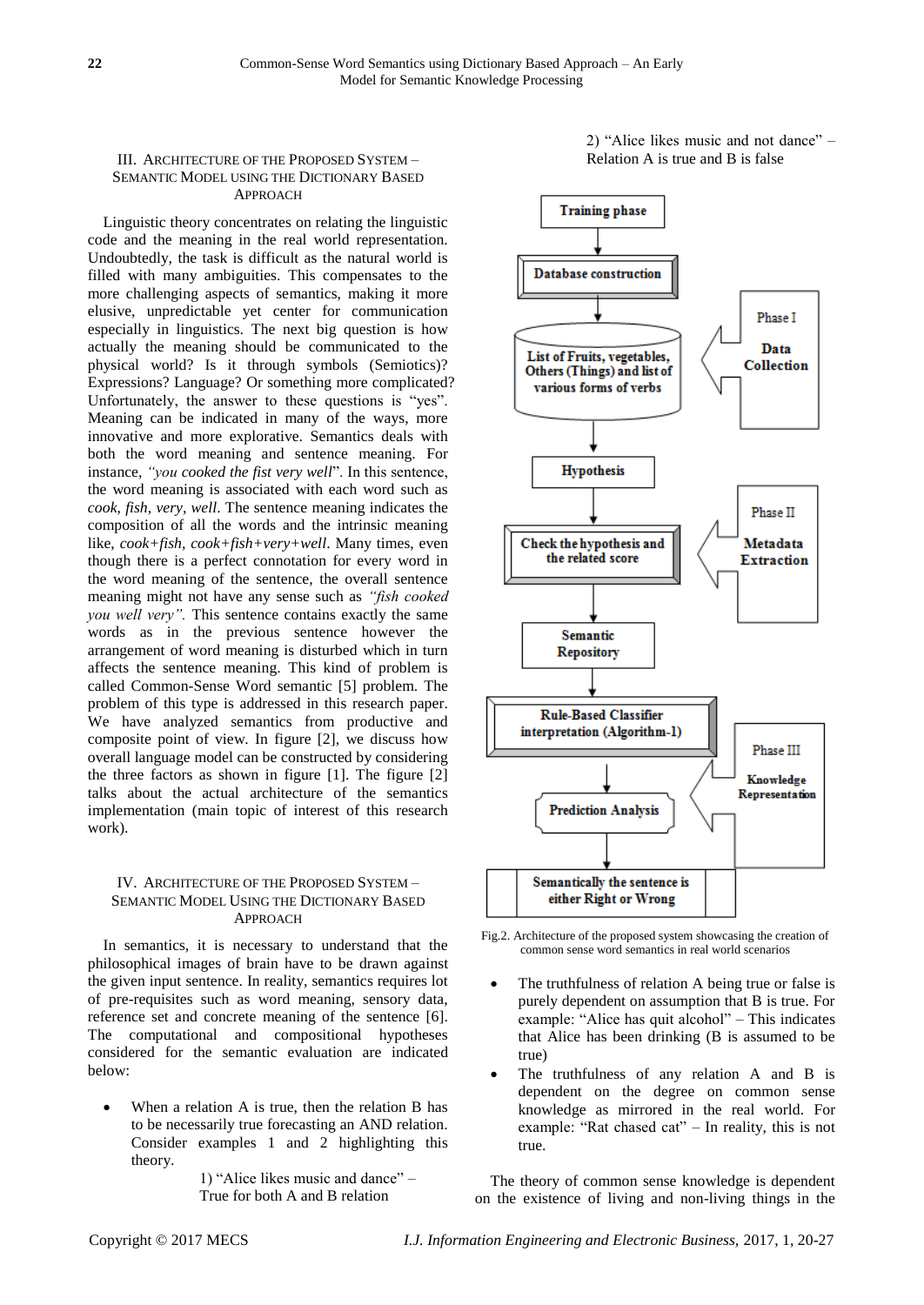## III. Architecture of the Proposed System – Semantic Model using the Dictionary Based Approach

Linguistic theory concentrates on relating the linguistic code and the meaning in the real world representation. Undoubtedly, the task is difficult as the natural world is filled with many ambiguities. This compensates to the more challenging aspects of semantics, making it more elusive, unpredictable yet center for communication especially in linguistics. The next big question is how actually the meaning should be communicated to the physical world? Is it through symbols (Semiotics)? Expressions? Language? Or something more complicated? Unfortunately, the answer to these questions is "yes". Meaning can be indicated in many of the ways, more innovative and more explorative. Semantics deals with both the word meaning and sentence meaning. For instance, *"you cooked the fist very well*". In this sentence, the word meaning is associated with each word such as *cook, fish, very, well*. The sentence meaning indicates the composition of all the words and the intrinsic meaning like, *cook+fish, cook+fish+very+well*. Many times, even though there is a perfect connotation for every word in the word meaning of the sentence, the overall sentence meaning might not have any sense such as *"fish cooked you well very"*. This sentence contains exactly the same words as in the previous sentence however the arrangement of word meaning is disturbed which in turn affects the sentence meaning. This kind of problem is called Common-Sense Word semantic [5] problem. The problem of this type is addressed in this research paper. We have analyzed semantics from productive and composite point of view. In figure [2], we discuss how overall language model can be constructed by considering the three factors as shown in figure [1]. The figure [2] talks about the actual architecture of the semantics implementation (main topic of interest of this research work).

## IV. Architecture of the Proposed System – Semantic Model Using the Dictionary Based Approach

In semantics, it is necessary to understand that the philosophical images of brain have to be drawn against the given input sentence. In reality, semantics requires lot of pre-requisites such as word meaning, sensory data, reference set and concrete meaning of the sentence [6]. The computational and compositional hypotheses considered for the semantic evaluation are indicated below:

- When a relation A is true, then the relation B has to be necessarily true forecasting an AND relation. Consider examples 1 and 2 highlighting this theory.

  1) "Alice likes music and dance" – True for both A and B relation

  2) "Alice likes music and not dance" – Relation A is true and B is false

Training phase → Database construction → List of Fruits, vegetables, Others (Things) and list of various forms of verbs [Phase I Data Collection] → Hypothesis → Check the hypothesis and the related score [Phase II Metadata Extraction] → Semantic Repository → Rule-Based Classifier interpretation (Algorithm-1) → Prediction Analysis [Phase III Knowledge Representation] → Semantically the sentence is either Right or Wrong

Fig.2. Architecture of the proposed system showcasing the creation of common sense word semantics in real world scenarios

- The truthfulness of relation A being true or false is purely dependent on assumption that B is true. For example: "Alice has quit alcohol" – This indicates that Alice has been drinking (B is assumed to be true)
- The truthfulness of any relation A and B is dependent on the degree on common sense knowledge as mirrored in the real world. For example: "Rat chased cat" – In reality, this is not true.

The theory of common sense knowledge is dependent on the existence of living and non-living things in the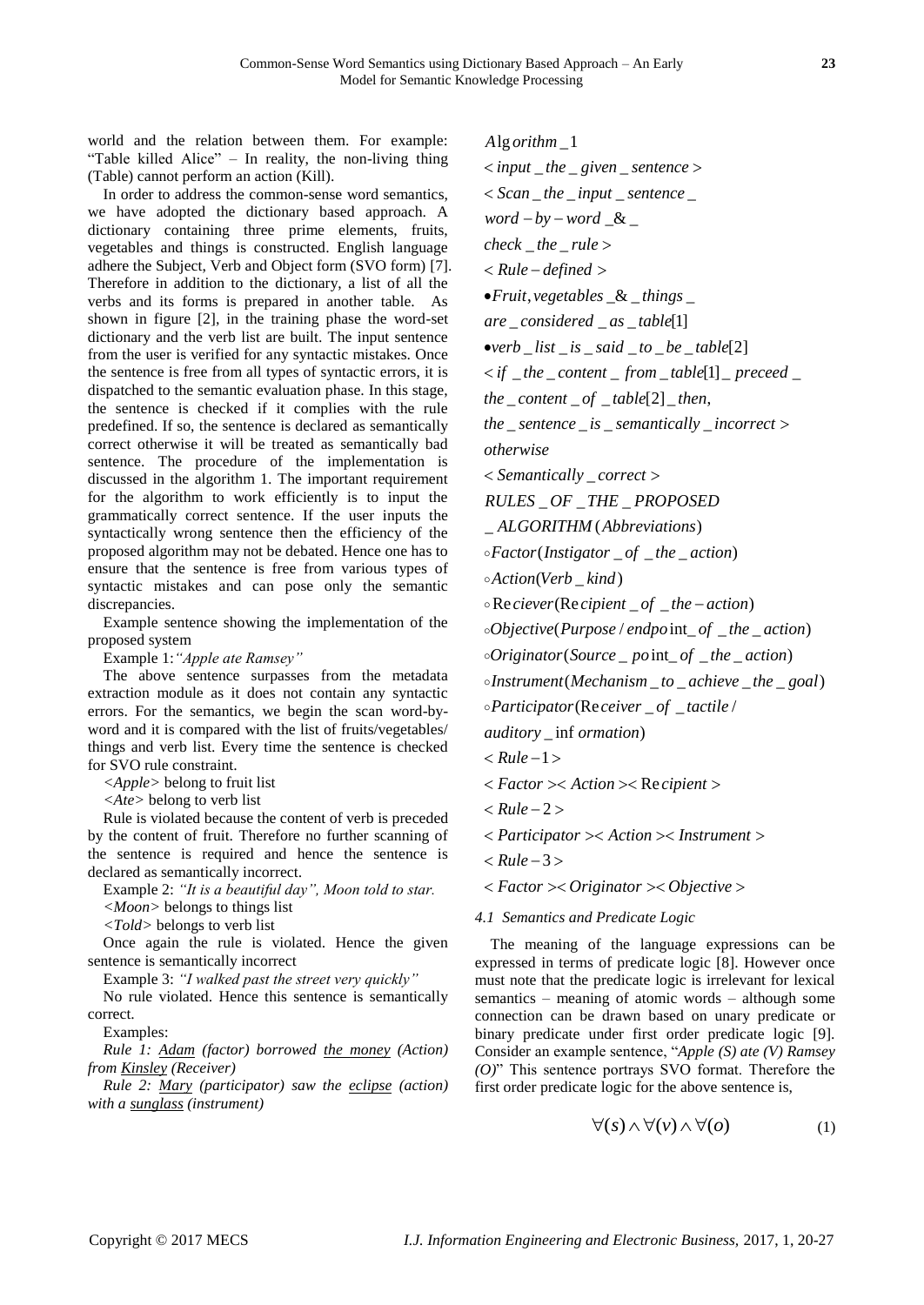world and the relation between them. For example: "Table killed Alice" – In reality, the non-living thing (Table) cannot perform an action (Kill).

In order to address the common-sense word semantics, we have adopted the dictionary based approach. A dictionary containing three prime elements, fruits, vegetables and things is constructed. English language adhere the Subject, Verb and Object form (SVO form) [7]. Therefore in addition to the dictionary, a list of all the verbs and its forms is prepared in another table. As shown in figure [2], in the training phase the word-set dictionary and the verb list are built. The input sentence from the user is verified for any syntactic mistakes. Once the sentence is free from all types of syntactic errors, it is dispatched to the semantic evaluation phase. In this stage, the sentence is checked if it complies with the rule predefined. If so, the sentence is declared as semantically correct otherwise it will be treated as semantically bad sentence. The procedure of the implementation is discussed in the algorithm 1. The important requirement for the algorithm to work efficiently is to input the grammatically correct sentence. If the user inputs the syntactically wrong sentence then the efficiency of the proposed algorithm may not be debated. Hence one has to ensure that the sentence is free from various types of syntactic mistakes and can pose only the semantic discrepancies.

Example sentence showing the implementation of the proposed system

Example 1: *"Apple ate Ramsey"*

The above sentence surpasses from the metadata extraction module as it does not contain any syntactic errors. For the semantics, we begin the scan word-by-word and it is compared with the list of fruits/vegetables/ things and verb list. Every time the sentence is checked for SVO rule constraint.

*<Apple>* belong to fruit list

*<Ate>* belong to verb list

Rule is violated because the content of verb is preceded by the content of fruit. Therefore no further scanning of the sentence is required and hence the sentence is declared as semantically incorrect.

Example 2: *"It is a beautiful day", Moon told to star.*

*<Moon>* belongs to things list

*<Told>* belongs to verb list

Once again the rule is violated. Hence the given sentence is semantically incorrect

Example 3: *"I walked past the street very quickly"*

No rule violated. Hence this sentence is semantically correct.

Examples:

*Rule 1: Adam (factor) borrowed the money (Action) from Kinsley (Receiver)*

*Rule 2: Mary (participator) saw the eclipse (action) with a sunglass (instrument)*

*Algorithm_1*

*<input_the_given_sentence>*

*<Scan_the_input_sentence_word-by-word_&_check_the_rule>*

*<Rule-defined>*

- *Fruit, vegetables_&_things_are_considered_as_table[1]*
- *verb_list_is_said_to_be_table[2]*

*<if_the_content_from_table[1]_preceed_the_content_of_table[2]_then, the_sentence_is_semantically_incorrect>*

*otherwise*

*<Semantically_correct>*

*RULES_OF_THE_PROPOSED_ALGORITHM (Abbreviations)*

- *Factor(Instigator_of_the_action)*
- *Action(Verb_kind)*
- *Reciever(Recipient_of_the-action)*
- *Objective(Purpose/endpoint_of_the_action)*
- *Originator(Source_point_of_the_action)*
- *Instrument(Mechanism_to_achieve_the_goal)*
- *Participator(Receiver_of_tactile/auditory_information)*

*<Rule-1>*

*<Factor><Action><Recipient>*

*<Rule-2>*

*<Participator><Action><Instrument>*

*<Rule-3>*

*<Factor><Originator><Objective>*

#### *4.1 Semantics and Predicate Logic*

The meaning of the language expressions can be expressed in terms of predicate logic [8]. However once must note that the predicate logic is irrelevant for lexical semantics – meaning of atomic words – although some connection can be drawn based on unary predicate or binary predicate under first order predicate logic [9]. Consider an example sentence, "*Apple (S) ate (V) Ramsey (O)*" This sentence portrays SVO format. Therefore the first order predicate logic for the above sentence is,

$$\forall(s) \wedge \forall(v) \wedge \forall(o) \tag{1}$$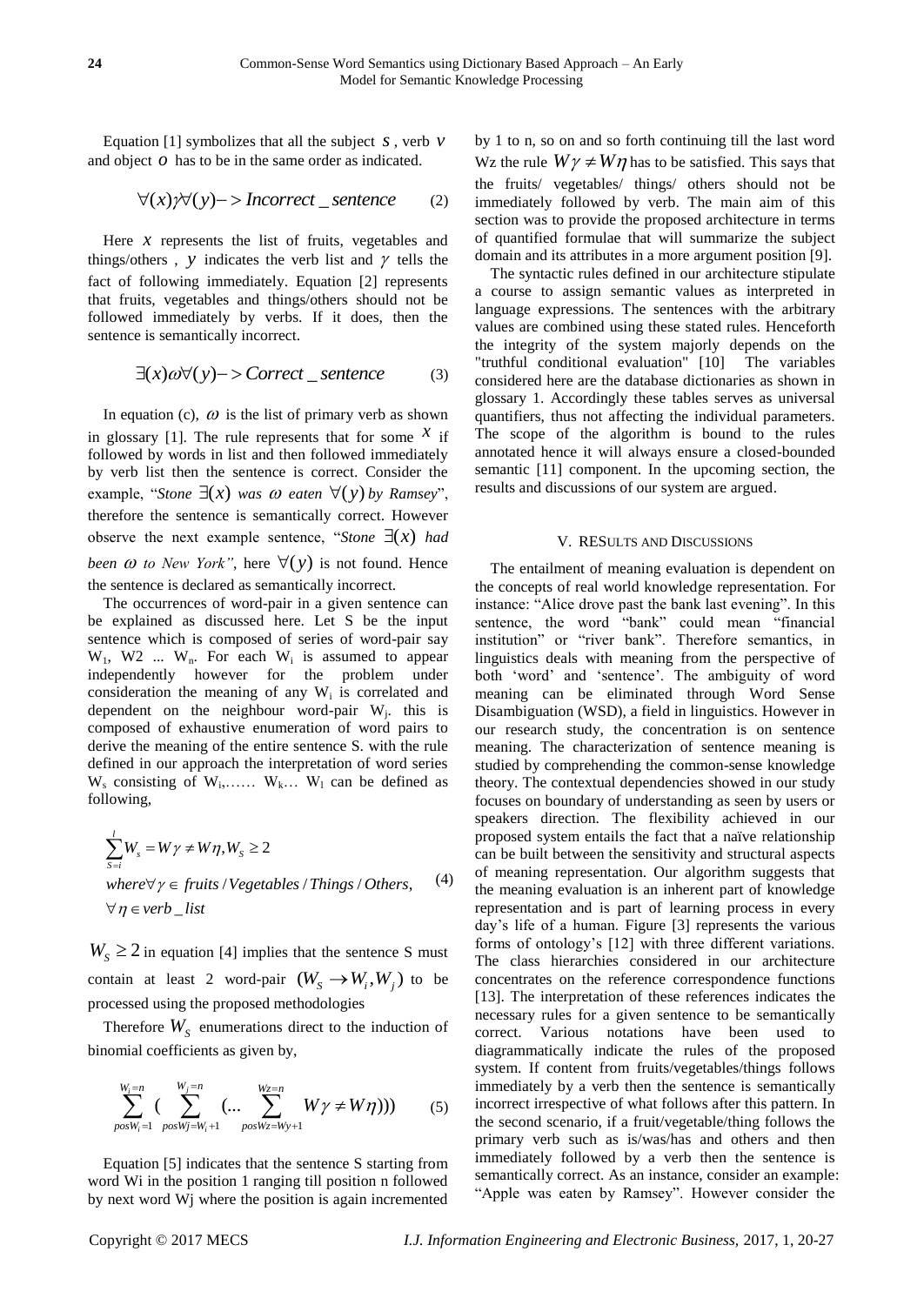Equation [1] symbolizes that all the subject $s$, verb $v$ and object $o$ has to be in the same order as indicated.

$$\forall(x)\gamma\forall(y) -> Incorrect\_sentence \qquad (2)$$

Here $x$ represents the list of fruits, vegetables and things/others , $y$ indicates the verb list and $\gamma$ tells the fact of following immediately. Equation [2] represents that fruits, vegetables and things/others should not be followed immediately by verbs. If it does, then the sentence is semantically incorrect.

$$\exists(x)\omega\forall(y) -> Correct\_sentence \qquad (3)$$

In equation (c), $\omega$ is the list of primary verb as shown in glossary [1]. The rule represents that for some $x$ if followed by words in list and then followed immediately by verb list then the sentence is correct. Consider the example, "*Stone* $\exists(x)$ *was* $\omega$ *eaten* $\forall(y)$ *by Ramsey*", therefore the sentence is semantically correct. However observe the next example sentence, "*Stone* $\exists(x)$ *had been* $\omega$ *to New York"*, here $\forall(y)$ is not found. Hence the sentence is declared as semantically incorrect.

The occurrences of word-pair in a given sentence can be explained as discussed here. Let S be the input sentence which is composed of series of word-pair say $W_1$, W2 ... $W_n$. For each $W_i$ is assumed to appear independently however for the problem under consideration the meaning of any $W_i$ is correlated and dependent on the neighbour word-pair $W_j$. this is composed of exhaustive enumeration of word pairs to derive the meaning of the entire sentence S. with the rule defined in our approach the interpretation of word series $W_s$ consisting of $W_i$,…… $W_k$… $W_l$ can be defined as following,

$$\begin{aligned} &\sum_{S=i}^{l} W_s = W\gamma \neq W\eta, W_S \geq 2 \\ &where \forall \gamma \in fruits/Vegetables/Things/Others, \\ &\forall \eta \in verb\_list \end{aligned} \qquad (4)$$

$W_S \geq 2$ in equation [4] implies that the sentence S must contain at least 2 word-pair $(W_S \rightarrow W_i, W_j)$ to be processed using the proposed methodologies

Therefore $W_S$ enumerations direct to the induction of binomial coefficients as given by,

$$\sum_{posW_i=1}^{W_i=n} \left( \sum_{posWj=W_i+1}^{W_j=n} \left( \ldots \sum_{posWz=Wy+1}^{Wz=n} W\gamma \neq W\eta \right) \right) \qquad (5)$$

Equation [5] indicates that the sentence S starting from word Wi in the position 1 ranging till position n followed by next word Wj where the position is again incremented by 1 to n, so on and so forth continuing till the last word Wz the rule $W\gamma \neq W\eta$ has to be satisfied. This says that the fruits/ vegetables/ things/ others should not be immediately followed by verb. The main aim of this section was to provide the proposed architecture in terms of quantified formulae that will summarize the subject domain and its attributes in a more argument position [9].

The syntactic rules defined in our architecture stipulate a course to assign semantic values as interpreted in language expressions. The sentences with the arbitrary values are combined using these stated rules. Henceforth the integrity of the system majorly depends on the "truthful conditional evaluation" [10] The variables considered here are the database dictionaries as shown in glossary 1. Accordingly these tables serves as universal quantifiers, thus not affecting the individual parameters. The scope of the algorithm is bound to the rules annotated hence it will always ensure a closed-bounded semantic [11] component. In the upcoming section, the results and discussions of our system are argued.

## V. RESULTS AND DISCUSSIONS

The entailment of meaning evaluation is dependent on the concepts of real world knowledge representation. For instance: "Alice drove past the bank last evening". In this sentence, the word "bank" could mean "financial institution" or "river bank". Therefore semantics, in linguistics deals with meaning from the perspective of both 'word' and 'sentence'. The ambiguity of word meaning can be eliminated through Word Sense Disambiguation (WSD), a field in linguistics. However in our research study, the concentration is on sentence meaning. The characterization of sentence meaning is studied by comprehending the common-sense knowledge theory. The contextual dependencies showed in our study focuses on boundary of understanding as seen by users or speakers direction. The flexibility achieved in our proposed system entails the fact that a naïve relationship can be built between the sensitivity and structural aspects of meaning representation. Our algorithm suggests that the meaning evaluation is an inherent part of knowledge representation and is part of learning process in every day's life of a human. Figure [3] represents the various forms of ontology's [12] with three different variations. The class hierarchies considered in our architecture concentrates on the reference correspondence functions [13]. The interpretation of these references indicates the necessary rules for a given sentence to be semantically correct. Various notations have been used to diagrammatically indicate the rules of the proposed system. If content from fruits/vegetables/things follows immediately by a verb then the sentence is semantically incorrect irrespective of what follows after this pattern. In the second scenario, if a fruit/vegetable/thing follows the primary verb such as is/was/has and others and then immediately followed by a verb then the sentence is semantically correct. As an instance, consider an example: "Apple was eaten by Ramsey". However consider the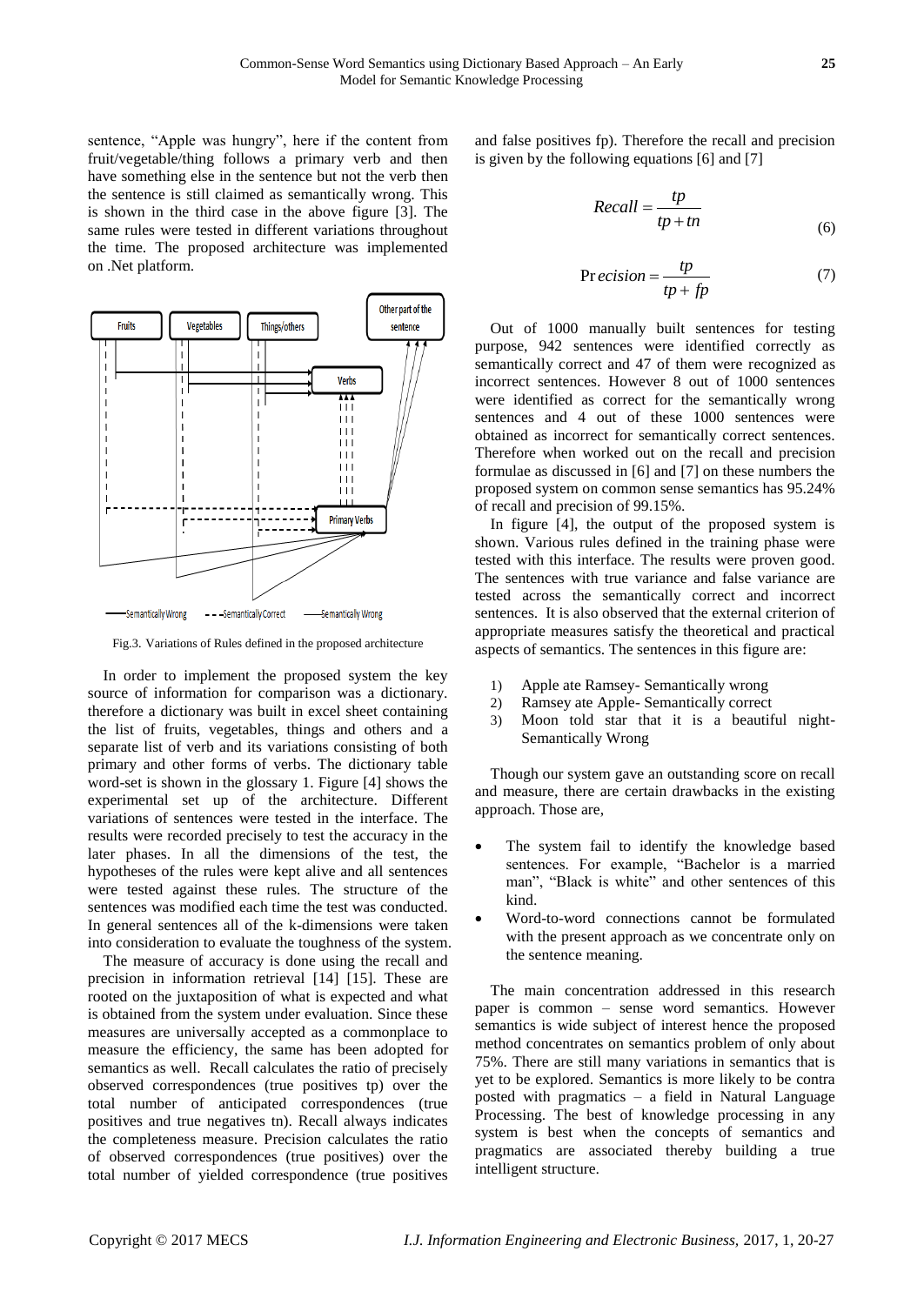sentence, "Apple was hungry", here if the content from fruit/vegetable/thing follows a primary verb and then have something else in the sentence but not the verb then the sentence is still claimed as semantically wrong. This is shown in the third case in the above figure [3]. The same rules were tested in different variations throughout the time. The proposed architecture was implemented on .Net platform.

Fig.3. Variations of Rules defined in the proposed architecture

In order to implement the proposed system the key source of information for comparison was a dictionary. therefore a dictionary was built in excel sheet containing the list of fruits, vegetables, things and others and a separate list of verb and its variations consisting of both primary and other forms of verbs. The dictionary table word-set is shown in the glossary 1. Figure [4] shows the experimental set up of the architecture. Different variations of sentences were tested in the interface. The results were recorded precisely to test the accuracy in the later phases. In all the dimensions of the test, the hypotheses of the rules were kept alive and all sentences were tested against these rules. The structure of the sentences was modified each time the test was conducted. In general sentences all of the k-dimensions were taken into consideration to evaluate the toughness of the system.

The measure of accuracy is done using the recall and precision in information retrieval [14] [15]. These are rooted on the juxtaposition of what is expected and what is obtained from the system under evaluation. Since these measures are universally accepted as a commonplace to measure the efficiency, the same has been adopted for semantics as well. Recall calculates the ratio of precisely observed correspondences (true positives tp) over the total number of anticipated correspondences (true positives and true negatives tn). Recall always indicates the completeness measure. Precision calculates the ratio of observed correspondences (true positives) over the total number of yielded correspondence (true positives and false positives fp). Therefore the recall and precision is given by the following equations [6] and [7]

$$Recall = \frac{tp}{tp + tn} \tag{6}$$

$$Precision = \frac{tp}{tp + fp} \tag{7}$$

Out of 1000 manually built sentences for testing purpose, 942 sentences were identified correctly as semantically correct and 47 of them were recognized as incorrect sentences. However 8 out of 1000 sentences were identified as correct for the semantically wrong sentences and 4 out of these 1000 sentences were obtained as incorrect for semantically correct sentences. Therefore when worked out on the recall and precision formulae as discussed in [6] and [7] on these numbers the proposed system on common sense semantics has 95.24% of recall and precision of 99.15%.

In figure [4], the output of the proposed system is shown. Various rules defined in the training phase were tested with this interface. The results were proven good. The sentences with true variance and false variance are tested across the semantically correct and incorrect sentences. It is also observed that the external criterion of appropriate measures satisfy the theoretical and practical aspects of semantics. The sentences in this figure are:

1) Apple ate Ramsey- Semantically wrong
2) Ramsey ate Apple- Semantically correct
3) Moon told star that it is a beautiful night- Semantically Wrong

Though our system gave an outstanding score on recall and measure, there are certain drawbacks in the existing approach. Those are,

- The system fail to identify the knowledge based sentences. For example, "Bachelor is a married man", "Black is white" and other sentences of this kind.
- Word-to-word connections cannot be formulated with the present approach as we concentrate only on the sentence meaning.

The main concentration addressed in this research paper is common – sense word semantics. However semantics is wide subject of interest hence the proposed method concentrates on semantics problem of only about 75%. There are still many variations in semantics that is yet to be explored. Semantics is more likely to be contra posted with pragmatics – a field in Natural Language Processing. The best of knowledge processing in any system is best when the concepts of semantics and pragmatics are associated thereby building a true intelligent structure.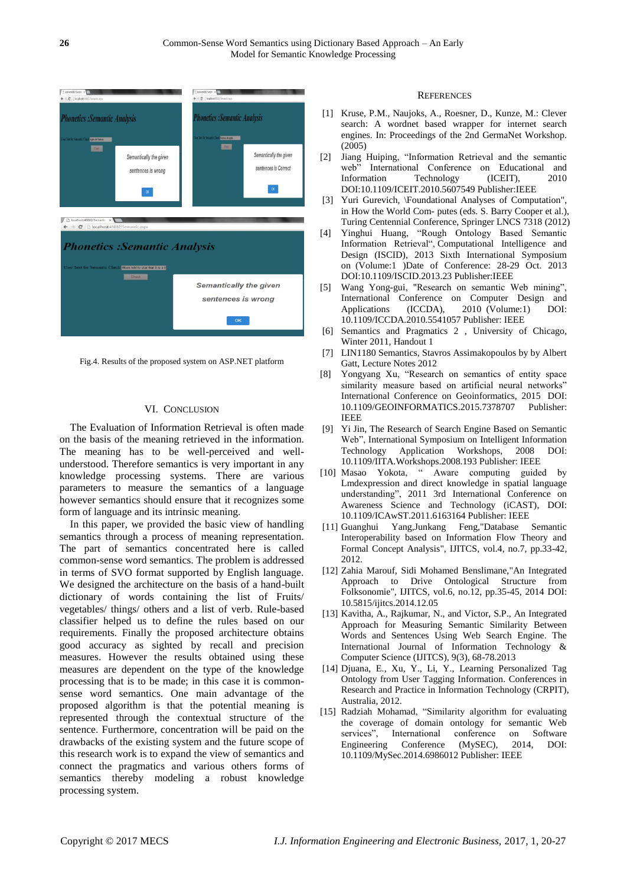Fig.4. Results of the proposed system on ASP.NET platform

## VI. Conclusion

The Evaluation of Information Retrieval is often made on the basis of the meaning retrieved in the information. The meaning has to be well-perceived and well-understood. Therefore semantics is very important in any knowledge processing systems. There are various parameters to measure the semantics of a language however semantics should ensure that it recognizes some form of language and its intrinsic meaning.

In this paper, we provided the basic view of handling semantics through a process of meaning representation. The part of semantics concentrated here is called common-sense word semantics. The problem is addressed in terms of SVO format supported by English language. We designed the architecture on the basis of a hand-built dictionary of words containing the list of Fruits/ vegetables/ things/ others and a list of verb. Rule-based classifier helped us to define the rules based on our requirements. Finally the proposed architecture obtains good accuracy as sighted by recall and precision measures. However the results obtained using these measures are dependent on the type of the knowledge processing that is to be made; in this case it is common-sense word semantics. One main advantage of the proposed algorithm is that the potential meaning is represented through the contextual structure of the sentence. Furthermore, concentration will be paid on the drawbacks of the existing system and the future scope of this research work is to expand the view of semantics and connect the pragmatics and various others forms of semantics thereby modeling a robust knowledge processing system.

## References

[1] Kruse, P.M., Naujoks, A., Roesner, D., Kunze, M.: Clever search: A wordnet based wrapper for internet search engines. In: Proceedings of the 2nd GermaNet Workshop. (2005)

[2] Jiang Huiping, "Information Retrieval and the semantic web" International Conference on Educational and Information Technology (ICEIT), 2010 DOI:10.1109/ICEIT.2010.5607549 Publisher:IEEE

[3] Yuri Gurevich, \Foundational Analyses of Computation", in How the World Com- putes (eds. S. Barry Cooper et al.), Turing Centennial Conference, Springer LNCS 7318 (2012)

[4] Yinghui Huang, "Rough Ontology Based Semantic Information Retrieval", Computational Intelligence and Design (ISCID), 2013 Sixth International Symposium on (Volume:1 )Date of Conference: 28-29 Oct. 2013 DOI:10.1109/ISCID.2013.23 Publisher:IEEE

[5] Wang Yong-gui, "Research on semantic Web mining", International Conference on Computer Design and Applications (ICCDA), 2010 (Volume:1) DOI: 10.1109/ICCDA.2010.5541057 Publisher: IEEE

[6] Semantics and Pragmatics 2 , University of Chicago, Winter 2011, Handout 1

[7] LIN1180 Semantics, Stavros Assimakopoulos by by Albert Gatt, Lecture Notes 2012

[8] Yongyang Xu, "Research on semantics of entity space similarity measure based on artificial neural networks" International Conference on Geoinformatics, 2015 DOI: 10.1109/GEOINFORMATICS.2015.7378707 Publisher: IEEE

[9] Yi Jin, The Research of Search Engine Based on Semantic Web", International Symposium on Intelligent Information Technology Application Workshops, 2008 DOI: 10.1109/IITA.Workshops.2008.193 Publisher: IEEE

[10] Masao Yokota, " Aware computing guided by Lmdexpression and direct knowledge in spatial language understanding", 2011 3rd International Conference on Awareness Science and Technology (iCAST), DOI: 10.1109/ICAwST.2011.6163164 Publisher: IEEE

[11] Guanghui Yang,Junkang Feng,"Database Semantic Interoperability based on Information Flow Theory and Formal Concept Analysis", IJITCS, vol.4, no.7, pp.33-42, 2012.

[12] Zahia Marouf, Sidi Mohamed Benslimane,"An Integrated Approach to Drive Ontological Structure from Folksonomie", IJITCS, vol.6, no.12, pp.35-45, 2014 DOI: 10.5815/ijitcs.2014.12.05

[13] Kavitha, A., Rajkumar, N., and Victor, S.P., An Integrated Approach for Measuring Semantic Similarity Between Words and Sentences Using Web Search Engine. The International Journal of Information Technology & Computer Science (IJITCS), 9(3), 68-78.2013

[14] Djuana, E., Xu, Y., Li, Y., Learning Personalized Tag Ontology from User Tagging Information. Conferences in Research and Practice in Information Technology (CRPIT), Australia, 2012.

[15] Radziah Mohamad, "Similarity algorithm for evaluating the coverage of domain ontology for semantic Web services", International conference on Software Engineering Conference (MySEC), 2014, DOI: 10.1109/MySec.2014.6986012 Publisher: IEEE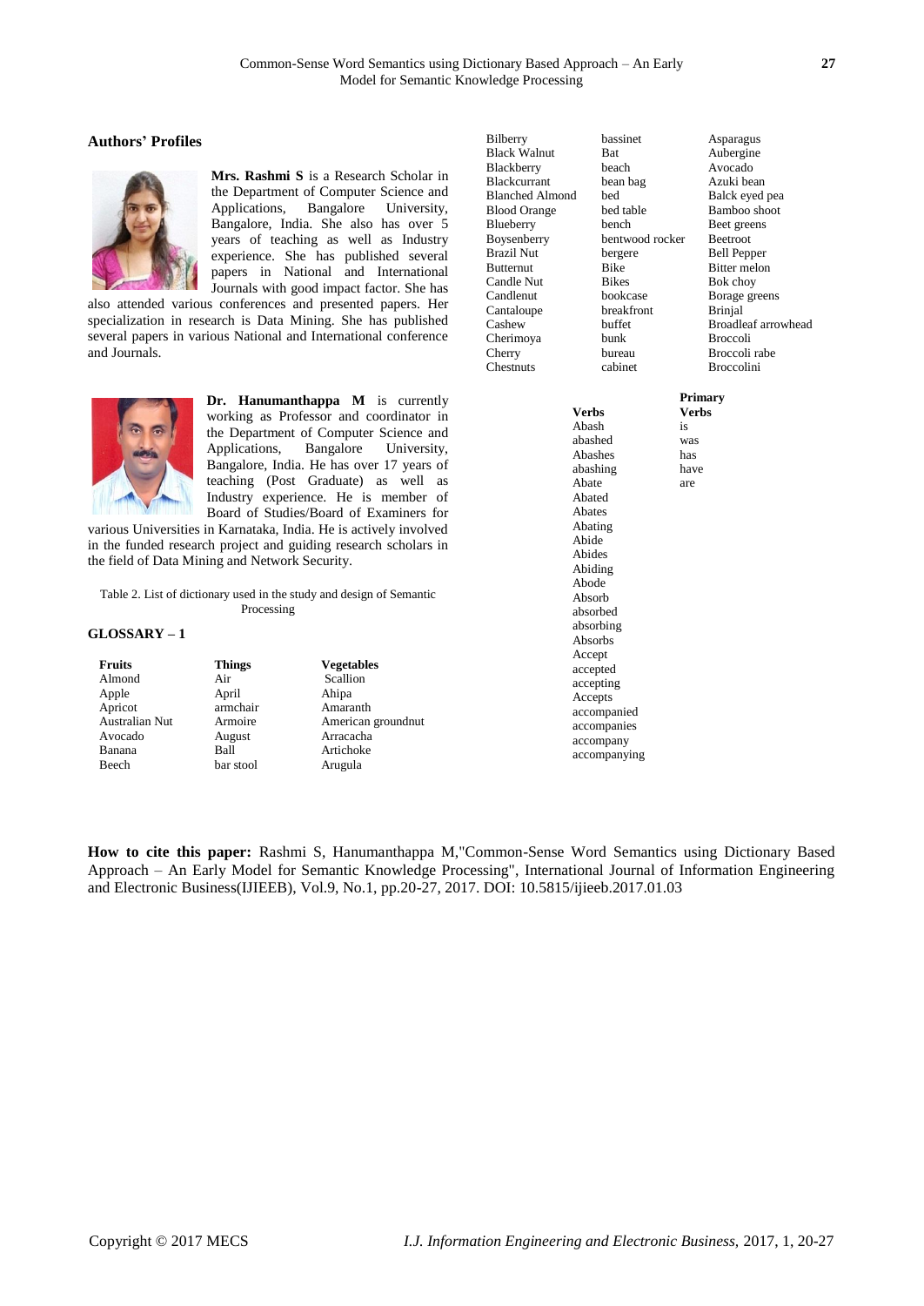## Authors' Profiles

**Mrs. Rashmi S** is a Research Scholar in the Department of Computer Science and Applications, Bangalore University, Bangalore, India. She also has over 5 years of teaching as well as Industry experience. She has published several papers in National and International Journals with good impact factor. She has also attended various conferences and presented papers. Her specialization in research is Data Mining. She has published several papers in various National and International conference and Journals.

**Dr. Hanumanthappa M** is currently working as Professor and coordinator in the Department of Computer Science and Applications, Bangalore University, Bangalore, India. He has over 17 years of teaching (Post Graduate) as well as Industry experience. He is member of Board of Studies/Board of Examiners for various Universities in Karnataka, India. He is actively involved in the funded research project and guiding research scholars in the field of Data Mining and Network Security.

Table 2. List of dictionary used in the study and design of Semantic Processing

**GLOSSARY – 1**

| Fruits | Things | Vegetables |
|---|---|---|
| Almond | Air | Scallion |
| Apple | April | Ahipa |
| Apricot | armchair | Amaranth |
| Australian Nut | Armoire | American groundnut |
| Avocado | August | Arracacha |
| Banana | Ball | Artichoke |
| Beech | bar stool | Arugula |
| Bilberry | bassinet | Asparagus |
| Black Walnut | Bat | Aubergine |
| Blackberry | beach | Avocado |
| Blackcurrant | bean bag | Azuki bean |
| Blanched Almond | bed | Balck eyed pea |
| Blood Orange | bed table | Bamboo shoot |
| Blueberry | bench | Beet greens |
| Boysenberry | bentwood rocker | Beetroot |
| Brazil Nut | bergere | Bell Pepper |
| Butternut | Bike | Bitter melon |
| Candle Nut | Bikes | Bok choy |
| Candlenut | bookcase | Borage greens |
| Cantaloupe | breakfront | Brinjal |
| Cashew | buffet | Broadleaf arrowhead |
| Cherimoya | bunk | Broccoli |
| Cherry | bureau | Broccoli rabe |
| Chestnuts | cabinet | Broccolini |

| Verbs | Primary Verbs |
|---|---|
| Abash | is |
| abashed | was |
| Abashes | has |
| abashing | have |
| Abate | are |
| Abated | |
| Abates | |
| Abating | |
| Abide | |
| Abides | |
| Abiding | |
| Abode | |
| Absorb | |
| absorbed | |
| absorbing | |
| Absorbs | |
| Accept | |
| accepted | |
| accepting | |
| Accepts | |
| accompanied | |
| accompanies | |
| accompany | |
| accompanying | |

**How to cite this paper:** Rashmi S, Hanumanthappa M,"Common-Sense Word Semantics using Dictionary Based Approach – An Early Model for Semantic Knowledge Processing", International Journal of Information Engineering and Electronic Business(IJIEEB), Vol.9, No.1, pp.20-27, 2017. DOI: 10.5815/ijieeb.2017.01.03